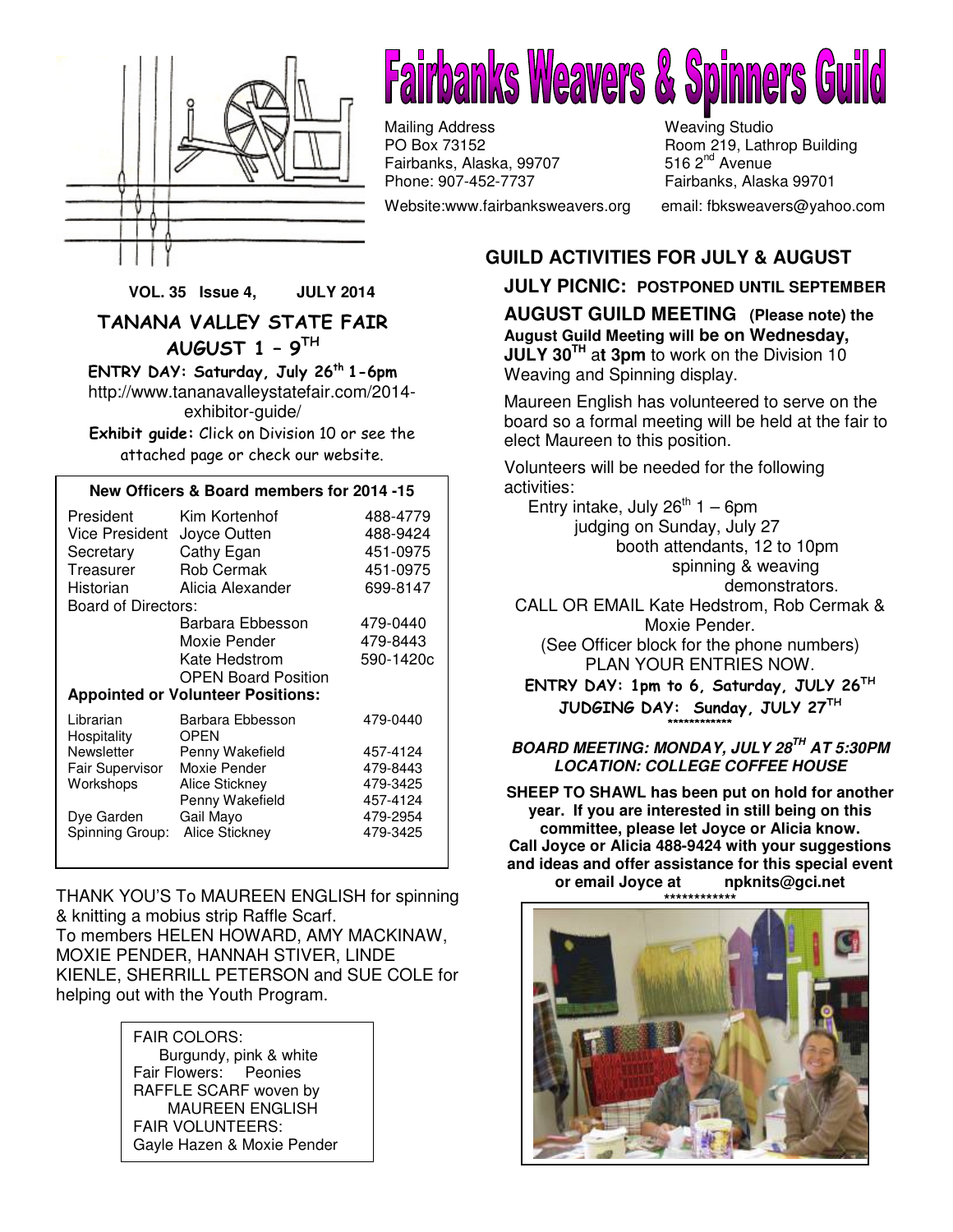# Fairbanks Weavers & Spinners Guild

Mailing Address
PO Box 73152
Fairbanks, Alaska, 99707
Phone: 907-452-7737

Weaving Studio
Room 219, Lathrop Building
516 2nd Avenue
Fairbanks, Alaska 99701

Website:www.fairbanksweavers.org email: fbksweavers@yahoo.com

**VOL. 35 Issue 4, JULY 2014**

## TANANA VALLEY STATE FAIR AUGUST 1 – 9TH

**ENTRY DAY: Saturday, July 26th 1-6pm**

http://www.tananavalleystatefair.com/2014-exhibitor-guide/

**Exhibit guide:** Click on Division 10 or see the attached page or check our website.

| **New Officers & Board members for 2014 -15** | | |
|---|---|---|
| President | Kim Kortenhof | 488-4779 |
| Vice President | Joyce Outten | 488-9424 |
| Secretary | Cathy Egan | 451-0975 |
| Treasurer | Rob Cermak | 451-0975 |
| Historian | Alicia Alexander | 699-8147 |
| Board of Directors: | | |
| | Barbara Ebbesson | 479-0440 |
| | Moxie Pender | 479-8443 |
| | Kate Hedstrom | 590-1420c |
| | OPEN Board Position | |
| **Appointed or Volunteer Positions:** | | |
| Librarian | Barbara Ebbesson | 479-0440 |
| Hospitality | OPEN | |
| Newsletter | Penny Wakefield | 457-4124 |
| Fair Supervisor | Moxie Pender | 479-8443 |
| Workshops | Alice Stickney | 479-3425 |
| | Penny Wakefield | 457-4124 |
| Dye Garden | Gail Mayo | 479-2954 |
| Spinning Group: | Alice Stickney | 479-3425 |

THANK YOU'S To MAUREEN ENGLISH for spinning & knitting a mobius strip Raffle Scarf.
To members HELEN HOWARD, AMY MACKINAW, MOXIE PENDER, HANNAH STIVER, LINDE KIENLE, SHERRILL PETERSON and SUE COLE for helping out with the Youth Program.

FAIR COLORS:
Burgundy, pink & white
Fair Flowers: Peonies
RAFFLE SCARF woven by
MAUREEN ENGLISH
FAIR VOLUNTEERS:
Gayle Hazen & Moxie Pender

## GUILD ACTIVITIES FOR JULY & AUGUST

**JULY PICNIC: POSTPONED UNTIL SEPTEMBER**

**AUGUST GUILD MEETING (Please note) the August Guild Meeting will be on Wednesday, JULY 30TH at 3pm** to work on the Division 10 Weaving and Spinning display.

Maureen English has volunteered to serve on the board so a formal meeting will be held at the fair to elect Maureen to this position.

Volunteers will be needed for the following activities:

Entry intake, July 26th 1 – 6pm
judging on Sunday, July 27
booth attendants, 12 to 10pm
spinning & weaving demonstrators.

CALL OR EMAIL Kate Hedstrom, Rob Cermak & Moxie Pender.
(See Officer block for the phone numbers)
PLAN YOUR ENTRIES NOW.

**ENTRY DAY: 1pm to 6, Saturday, JULY 26TH**
**JUDGING DAY: Sunday, JULY 27TH**

************

***BOARD MEETING: MONDAY, JULY 28TH AT 5:30PM***
***LOCATION: COLLEGE COFFEE HOUSE***

**SHEEP TO SHAWL has been put on hold for another year. If you are interested in still being on this committee, please let Joyce or Alicia know. Call Joyce or Alicia 488-9424 with your suggestions and ideas and offer assistance for this special event or email Joyce at npknits@gci.net**

************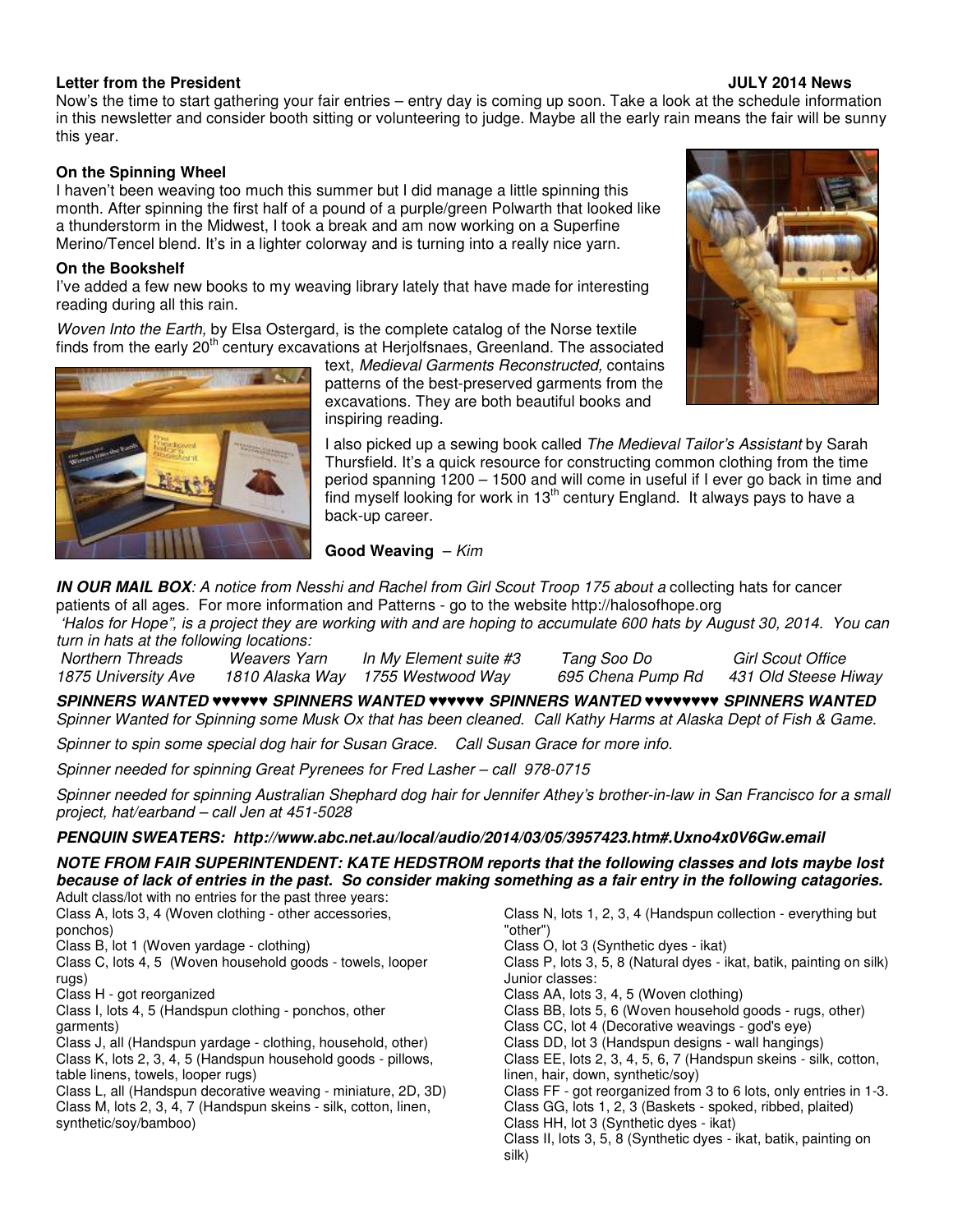**Letter from the President** **JULY 2014 News**

Now's the time to start gathering your fair entries – entry day is coming up soon. Take a look at the schedule information in this newsletter and consider booth sitting or volunteering to judge. Maybe all the early rain means the fair will be sunny this year.

**On the Spinning Wheel**

I haven't been weaving too much this summer but I did manage a little spinning this month. After spinning the first half of a pound of a purple/green Polwarth that looked like a thunderstorm in the Midwest, I took a break and am now working on a Superfine Merino/Tencel blend. It's in a lighter colorway and is turning into a really nice yarn.

**On the Bookshelf**

I've added a few new books to my weaving library lately that have made for interesting reading during all this rain.

*Woven Into the Earth,* by Elsa Ostergard, is the complete catalog of the Norse textile finds from the early 20th century excavations at Herjolfsnaes, Greenland. The associated text, *Medieval Garments Reconstructed,* contains patterns of the best-preserved garments from the excavations. They are both beautiful books and inspiring reading.

I also picked up a sewing book called *The Medieval Tailor's Assistant* by Sarah Thursfield. It's a quick resource for constructing common clothing from the time period spanning 1200 – 1500 and will come in useful if I ever go back in time and find myself looking for work in 13th century England. It always pays to have a back-up career.

**Good Weaving** – *Kim*

***IN OUR MAIL BOX****: A notice from Nesshi and Rachel from Girl Scout Troop 175 about a* collecting hats for cancer patients of all ages. For more information and Patterns - go to the website http://halosofhope.org

*'Halos for Hope", is a project they are working with and are hoping to accumulate 600 hats by August 30, 2014. You can turn in hats at the following locations:*

| *Northern Threads* | *Weavers Yarn* | *In My Element suite #3* | *Tang Soo Do* | *Girl Scout Office* |
|---|---|---|---|---|
| *1875 University Ave* | *1810 Alaska Way* | *1755 Westwood Way* | *695 Chena Pump Rd* | *431 Old Steese Hiway* |

***SPINNERS WANTED ♥♥♥♥♥♥ SPINNERS WANTED ♥♥♥♥♥♥ SPINNERS WANTED ♥♥♥♥♥♥♥♥ SPINNERS WANTED***

*Spinner Wanted for Spinning some Musk Ox that has been cleaned. Call Kathy Harms at Alaska Dept of Fish & Game.*

*Spinner to spin some special dog hair for Susan Grace. Call Susan Grace for more info.*

*Spinner needed for spinning Great Pyrenees for Fred Lasher – call 978-0715*

*Spinner needed for spinning Australian Shephard dog hair for Jennifer Athey's brother-in-law in San Francisco for a small project, hat/earband – call Jen at 451-5028*

***PENQUIN SWEATERS: http://www.abc.net.au/local/audio/2014/03/05/3957423.htm#.Uxno4x0V6Gw.email***

***NOTE FROM FAIR SUPERINTENDENT: KATE HEDSTROM reports that the following classes and lots maybe lost because of lack of entries in the past. So consider making something as a fair entry in the following catagories.***

Adult class/lot with no entries for the past three years:

Class A, lots 3, 4 (Woven clothing - other accessories, ponchos)
Class B, lot 1 (Woven yardage - clothing)
Class C, lots 4, 5 (Woven household goods - towels, looper rugs)
Class H - got reorganized
Class I, lots 4, 5 (Handspun clothing - ponchos, other garments)
Class J, all (Handspun yardage - clothing, household, other)
Class K, lots 2, 3, 4, 5 (Handspun household goods - pillows, table linens, towels, looper rugs)
Class L, all (Handspun decorative weaving - miniature, 2D, 3D)
Class M, lots 2, 3, 4, 7 (Handspun skeins - silk, cotton, linen, synthetic/soy/bamboo)
Class N, lots 1, 2, 3, 4 (Handspun collection - everything but "other")
Class O, lot 3 (Synthetic dyes - ikat)
Class P, lots 3, 5, 8 (Natural dyes - ikat, batik, painting on silk)

Junior classes:

Class AA, lots 3, 4, 5 (Woven clothing)
Class BB, lots 5, 6 (Woven household goods - rugs, other)
Class CC, lot 4 (Decorative weavings - god's eye)
Class DD, lot 3 (Handspun designs - wall hangings)
Class EE, lots 2, 3, 4, 5, 6, 7 (Handspun skeins - silk, cotton, linen, hair, down, synthetic/soy)
Class FF - got reorganized from 3 to 6 lots, only entries in 1-3.
Class GG, lots 1, 2, 3 (Baskets - spoked, ribbed, plaited)
Class HH, lot 3 (Synthetic dyes - ikat)
Class II, lots 3, 5, 8 (Synthetic dyes - ikat, batik, painting on silk)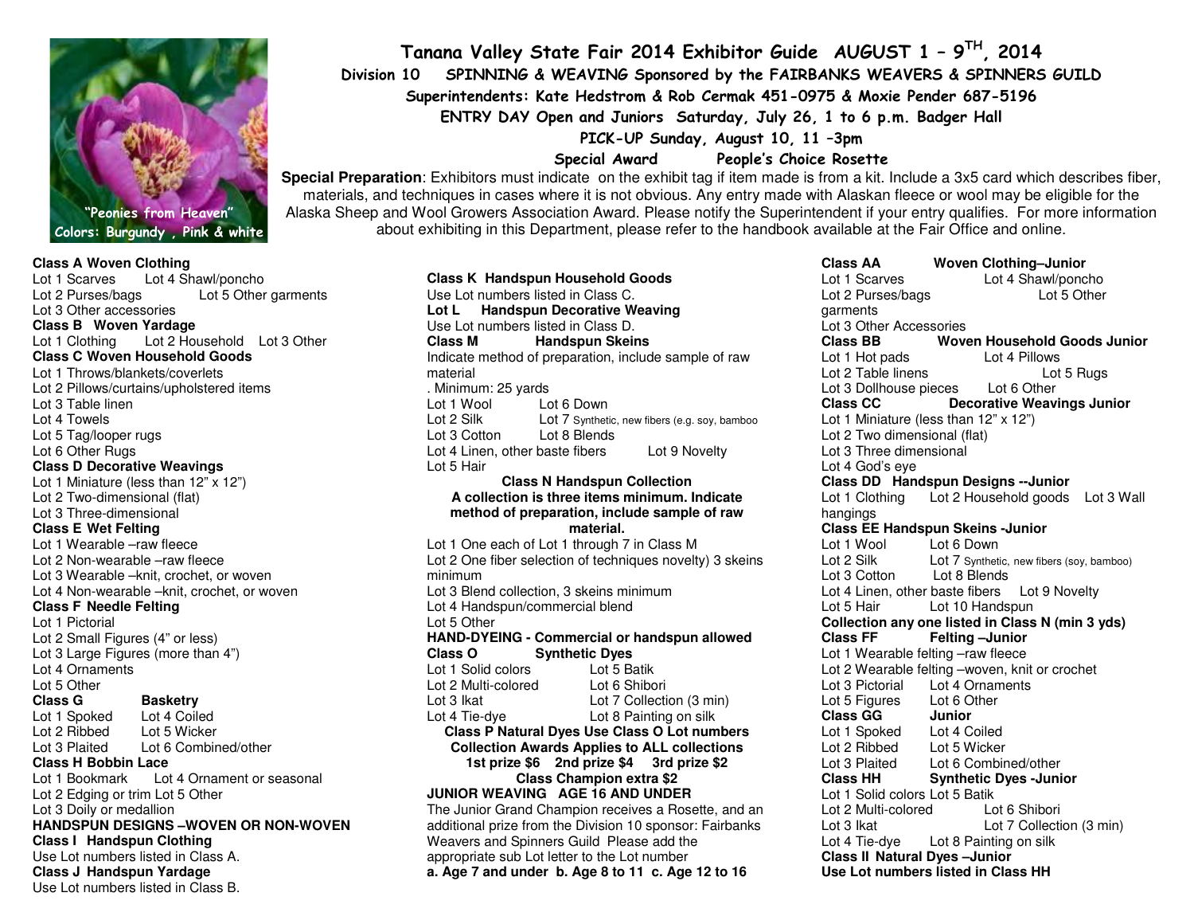# Tanana Valley State Fair 2014 Exhibitor Guide AUGUST 1 – 9TH, 2014

## Division 10 SPINNING & WEAVING Sponsored by the FAIRBANKS WEAVERS & SPINNERS GUILD

**Superintendents: Kate Hedstrom & Rob Cermak 451-0975 & Moxie Pender 687-5196**

**ENTRY DAY Open and Juniors Saturday, July 26, 1 to 6 p.m. Badger Hall**

**PICK-UP Sunday, August 10, 11 –3pm**

**Special Award People's Choice Rosette**

"Peonies from Heaven"
Colors: Burgundy , Pink & white

**Special Preparation**: Exhibitors must indicate on the exhibit tag if item made is from a kit. Include a 3x5 card which describes fiber, materials, and techniques in cases where it is not obvious. Any entry made with Alaskan fleece or wool may be eligible for the Alaska Sheep and Wool Growers Association Award. Please notify the Superintendent if your entry qualifies. For more information about exhibiting in this Department, please refer to the handbook available at the Fair Office and online.

**Class A Woven Clothing**
Lot 1 Scarves
Lot 2 Purses/bags
Lot 3 Other accessories
Lot 4 Shawl/poncho
Lot 5 Other garments

**Class B Woven Yardage**
Lot 1 Clothing
Lot 2 Household
Lot 3 Other

**Class C Woven Household Goods**
Lot 1 Throws/blankets/coverlets
Lot 2 Pillows/curtains/upholstered items
Lot 3 Table linen
Lot 4 Towels
Lot 5 Tag/looper rugs
Lot 6 Other Rugs

**Class D Decorative Weavings**
Lot 1 Miniature (less than 12" x 12")
Lot 2 Two-dimensional (flat)
Lot 3 Three-dimensional

**Class E Wet Felting**
Lot 1 Wearable –raw fleece
Lot 2 Non-wearable –raw fleece
Lot 3 Wearable –knit, crochet, or woven
Lot 4 Non-wearable –knit, crochet, or woven

**Class F Needle Felting**
Lot 1 Pictorial
Lot 2 Small Figures (4" or less)
Lot 3 Large Figures (more than 4")
Lot 4 Ornaments
Lot 5 Other

**Class G Basketry**
Lot 1 Spoked
Lot 2 Ribbed
Lot 3 Plaited
Lot 4 Coiled
Lot 5 Wicker
Lot 6 Combined/other

**Class H Bobbin Lace**
Lot 1 Bookmark
Lot 2 Edging or trim
Lot 3 Doily or medallion
Lot 4 Ornament or seasonal
Lot 5 Other

**HANDSPUN DESIGNS –WOVEN OR NON-WOVEN**

**Class I Handspun Clothing**
Use Lot numbers listed in Class A.

**Class J Handspun Yardage**
Use Lot numbers listed in Class B.

**Class K Handspun Household Goods**
Use Lot numbers listed in Class C.

**Lot L Handspun Decorative Weaving**
Use Lot numbers listed in Class D.

**Class M Handspun Skeins**
Indicate method of preparation, include sample of raw material
. Minimum: 25 yards
Lot 1 Wool
Lot 2 Silk
Lot 3 Cotton
Lot 4 Linen, other baste fibers
Lot 5 Hair
Lot 6 Down
Lot 7 Synthetic, new fibers (e.g. soy, bamboo
Lot 8 Blends
Lot 9 Novelty

**Class N Handspun Collection**
**A collection is three items minimum. Indicate method of preparation, include sample of raw material.**
Lot 1 One each of Lot 1 through 7 in Class M
Lot 2 One fiber selection of techniques novelty) 3 skeins minimum
Lot 3 Blend collection, 3 skeins minimum
Lot 4 Handspun/commercial blend
Lot 5 Other

**HAND-DYEING - Commercial or handspun allowed**

**Class O Synthetic Dyes**
Lot 1 Solid colors
Lot 2 Multi-colored
Lot 3 Ikat
Lot 4 Tie-dye
Lot 5 Batik
Lot 6 Shibori
Lot 7 Collection (3 min)
Lot 8 Painting on silk

**Class P Natural Dyes Use Class O Lot numbers**

**Collection Awards Applies to ALL collections**
**1st prize $6 2nd prize $4 3rd prize $2**
**Class Champion extra $2**

**JUNIOR WEAVING AGE 16 AND UNDER**
The Junior Grand Champion receives a Rosette, and an additional prize from the Division 10 sponsor: Fairbanks Weavers and Spinners Guild Please add the appropriate sub Lot letter to the Lot number
**a. Age 7 and under b. Age 8 to 11 c. Age 12 to 16**

**Class AA Woven Clothing–Junior**
Lot 1 Scarves
Lot 2 Purses/bags
Lot 3 Other Accessories
Lot 4 Shawl/poncho
Lot 5 Other garments

**Class BB Woven Household Goods Junior**
Lot 1 Hot pads
Lot 2 Table linens
Lot 3 Dollhouse pieces
Lot 4 Pillows
Lot 5 Rugs
Lot 6 Other

**Class CC Decorative Weavings Junior**
Lot 1 Miniature (less than 12" x 12")
Lot 2 Two dimensional (flat)
Lot 3 Three dimensional
Lot 4 God's eye

**Class DD Handspun Designs --Junior**
Lot 1 Clothing
Lot 2 Household goods
Lot 3 Wall hangings

**Class EE Handspun Skeins -Junior**
Lot 1 Wool
Lot 2 Silk
Lot 3 Cotton
Lot 4 Linen, other baste fibers
Lot 5 Hair
Lot 6 Down
Lot 7 Synthetic, new fibers (soy, bamboo)
Lot 8 Blends
Lot 9 Novelty
Lot 10 Handspun
**Collection any one listed in Class N (min 3 yds)**

**Class FF Felting –Junior**
Lot 1 Wearable felting –raw fleece
Lot 2 Wearable felting –woven, knit or crochet
Lot 3 Pictorial
Lot 4 Ornaments
Lot 5 Figures
Lot 6 Other

**Class GG Junior**
Lot 1 Spoked
Lot 2 Ribbed
Lot 3 Plaited
Lot 4 Coiled
Lot 5 Wicker
Lot 6 Combined/other

**Class HH Synthetic Dyes -Junior**
Lot 1 Solid colors
Lot 2 Multi-colored
Lot 3 Ikat
Lot 4 Tie-dye
Lot 5 Batik
Lot 6 Shibori
Lot 7 Collection (3 min)
Lot 8 Painting on silk

**Class II Natural Dyes –Junior**
**Use Lot numbers listed in Class HH**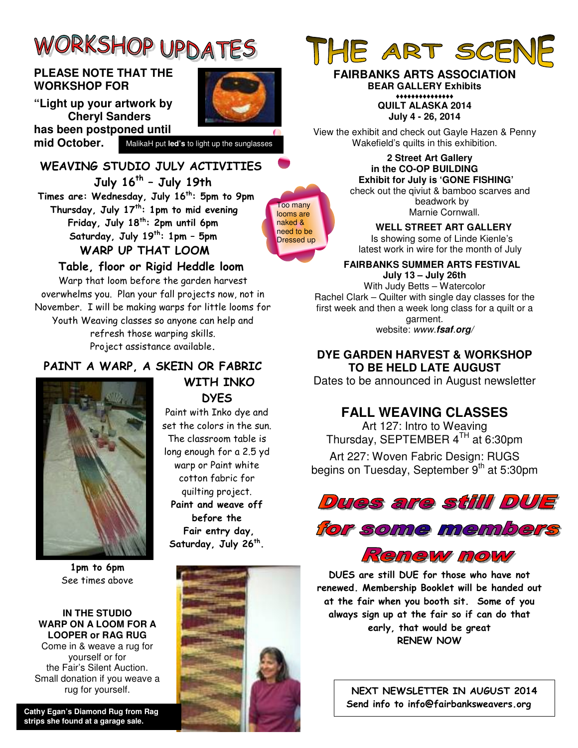# WORKSHOP UPDATES

**PLEASE NOTE THAT THE WORKSHOP FOR**

**"Light up your artwork by Cheryl Sanders has been postponed until mid October.**

MalikaH put **led's** to light up the sunglasses

## WEAVING STUDIO JULY ACTIVITIES

**July 16th – July 19th**

**Times are: Wednesday, July 16th: 5pm to 9pm**
**Thursday, July 17th: 1pm to mid evening**
**Friday, July 18th: 2pm until 6pm**
**Saturday, July 19th: 1pm – 5pm**

**WARP UP THAT LOOM**

**Table, floor or Rigid Heddle loom**

Warp that loom before the garden harvest overwhelms you. Plan your fall projects now, not in November. I will be making warps for little looms for Youth Weaving classes so anyone can help and refresh those warping skills.
Project assistance available.

Too many looms are naked & need to be Dressed up

## PAINT A WARP, A SKEIN OR FABRIC WITH INKO DYES

Paint with Inko dye and set the colors in the sun. The classroom table is long enough for a 2.5 yd warp or Paint white cotton fabric for quilting project. **Paint and weave off before the Fair entry day, Saturday, July 26th.**

**1pm to 6pm**
See times above

**IN THE STUDIO**
**WARP ON A LOOM FOR A LOOPER or RAG RUG**

Come in & weave a rug for yourself or for the Fair's Silent Auction. Small donation if you weave a rug for yourself.

**Cathy Egan's Diamond Rug from Rag strips she found at a garage sale.**

# THE ART SCENE

**FAIRBANKS ARTS ASSOCIATION**
**BEAR GALLERY Exhibits**
**QUILT ALASKA 2014**
**July 4 - 26, 2014**

View the exhibit and check out Gayle Hazen & Penny Wakefield's quilts in this exhibition.

**2 Street Art Gallery in the CO-OP BUILDING**
**Exhibit for July is 'GONE FISHING'**
check out the qiviut & bamboo scarves and beadwork by Marnie Cornwall.

**WELL STREET ART GALLERY**
Is showing some of Linde Kienle's latest work in wire for the month of July

**FAIRBANKS SUMMER ARTS FESTIVAL**
**July 13 – July 26th**
With Judy Betts – Watercolor
Rachel Clark – Quilter with single day classes for the first week and then a week long class for a quilt or a garment.
website: ***www.fsaf.org/***

## DYE GARDEN HARVEST & WORKSHOP TO BE HELD LATE AUGUST

Dates to be announced in August newsletter

## FALL WEAVING CLASSES

Art 127: Intro to Weaving
Thursday, SEPTEMBER 4TH at 6:30pm

Art 227: Woven Fabric Design: RUGS
begins on Tuesday, September 9th at 5:30pm

## Dues are still DUE for some members
## Renew now

**DUES are still DUE for those who have not renewed. Membership Booklet will be handed out at the fair when you booth sit. Some of you always sign up at the fair so if can do that early, that would be great**
**RENEW NOW**

**NEXT NEWSLETTER IN AUGUST 2014**
**Send info to info@fairbanksweavers.org**